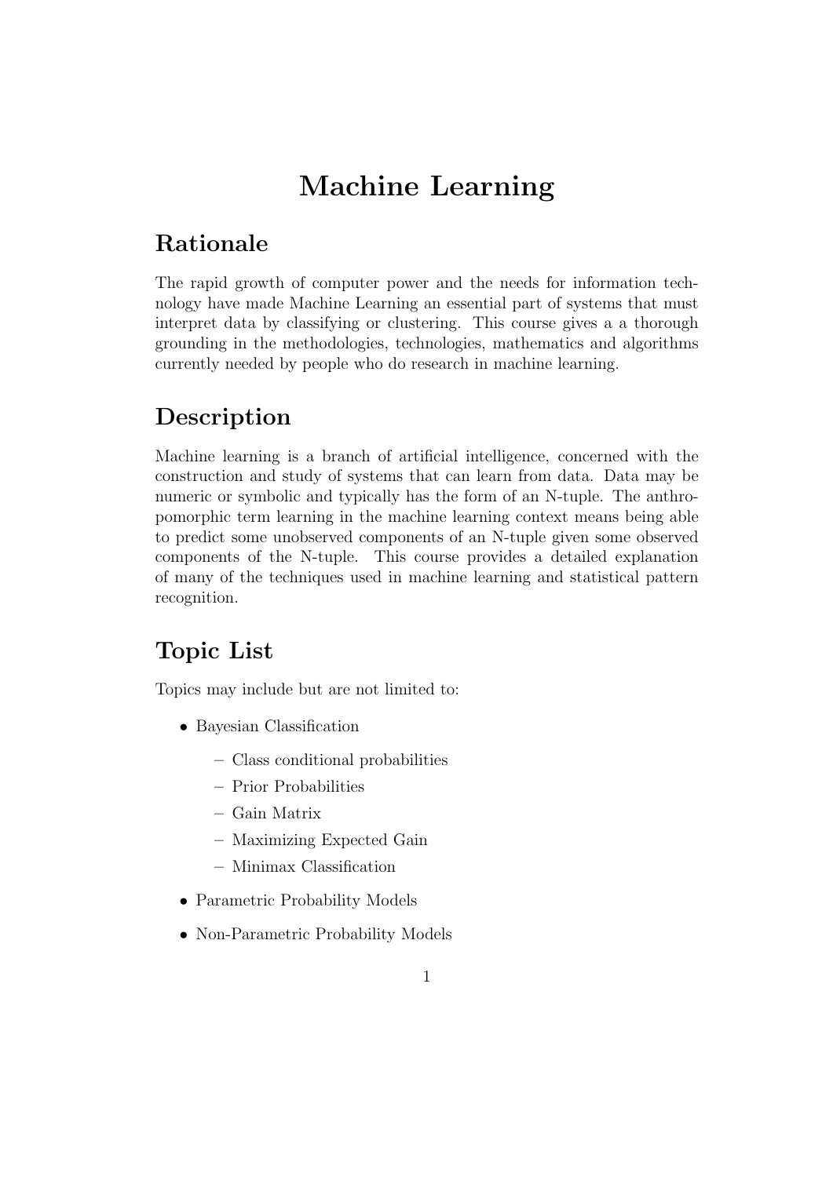# Machine Learning

## Rationale

The rapid growth of computer power and the needs for information technology have made Machine Learning an essential part of systems that must interpret data by classifying or clustering. This course gives a a thorough grounding in the methodologies, technologies, mathematics and algorithms currently needed by people who do research in machine learning.

## Description

Machine learning is a branch of artificial intelligence, concerned with the construction and study of systems that can learn from data. Data may be numeric or symbolic and typically has the form of an N-tuple. The anthropomorphic term learning in the machine learning context means being able to predict some unobserved components of an N-tuple given some observed components of the N-tuple. This course provides a detailed explanation of many of the techniques used in machine learning and statistical pattern recognition.

## Topic List

Topics may include but are not limited to:

- Bayesian Classification
  - Class conditional probabilities
  - Prior Probabilities
  - Gain Matrix
  - Maximizing Expected Gain
  - Minimax Classification
- Parametric Probability Models
- Non-Parametric Probability Models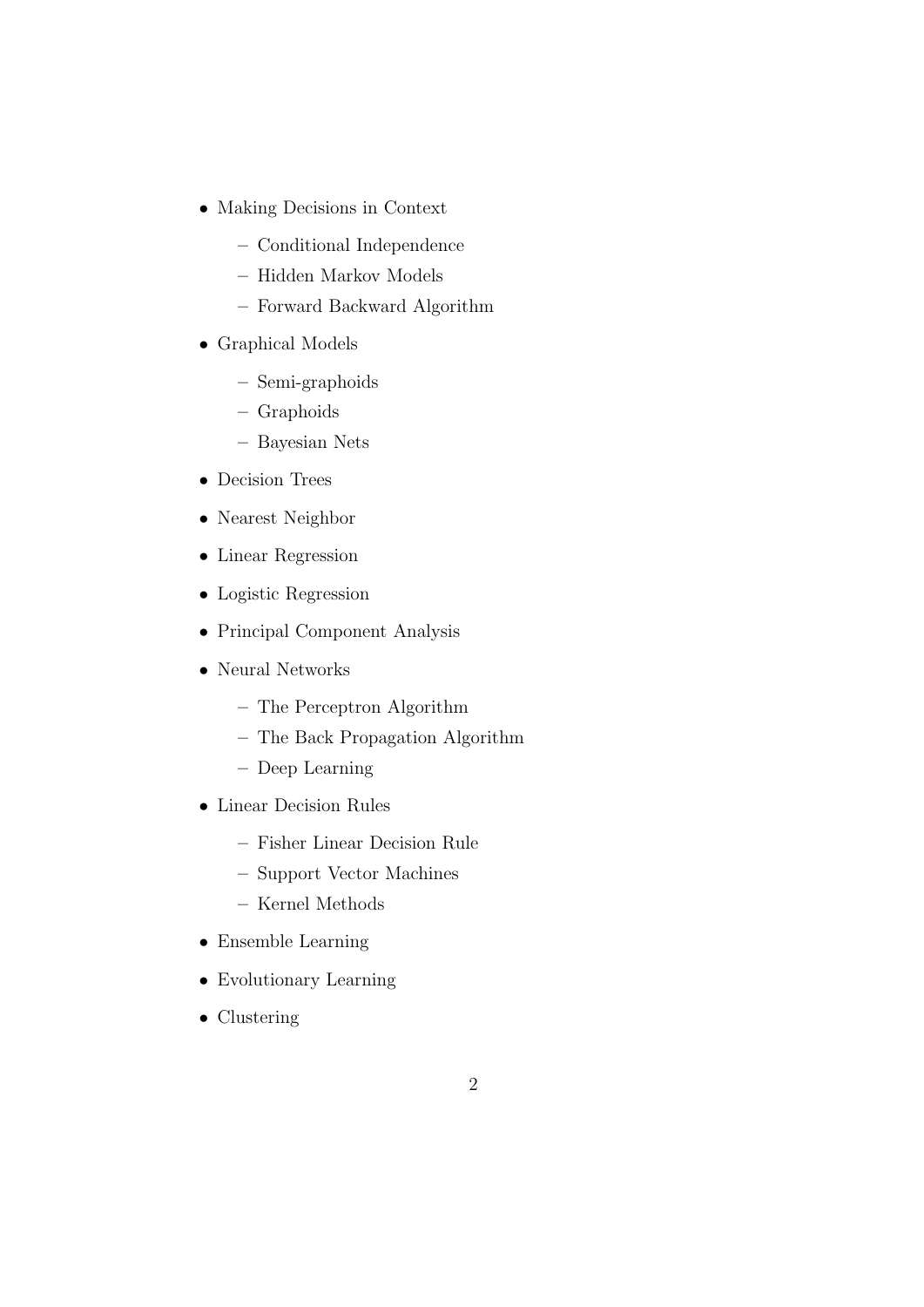- Making Decisions in Context
  - Conditional Independence
  - Hidden Markov Models
  - Forward Backward Algorithm
- Graphical Models
  - Semi-graphoids
  - Graphoids
  - Bayesian Nets
- Decision Trees
- Nearest Neighbor
- Linear Regression
- Logistic Regression
- Principal Component Analysis
- Neural Networks
  - The Perceptron Algorithm
  - The Back Propagation Algorithm
  - Deep Learning
- Linear Decision Rules
  - Fisher Linear Decision Rule
  - Support Vector Machines
  - Kernel Methods
- Ensemble Learning
- Evolutionary Learning
- Clustering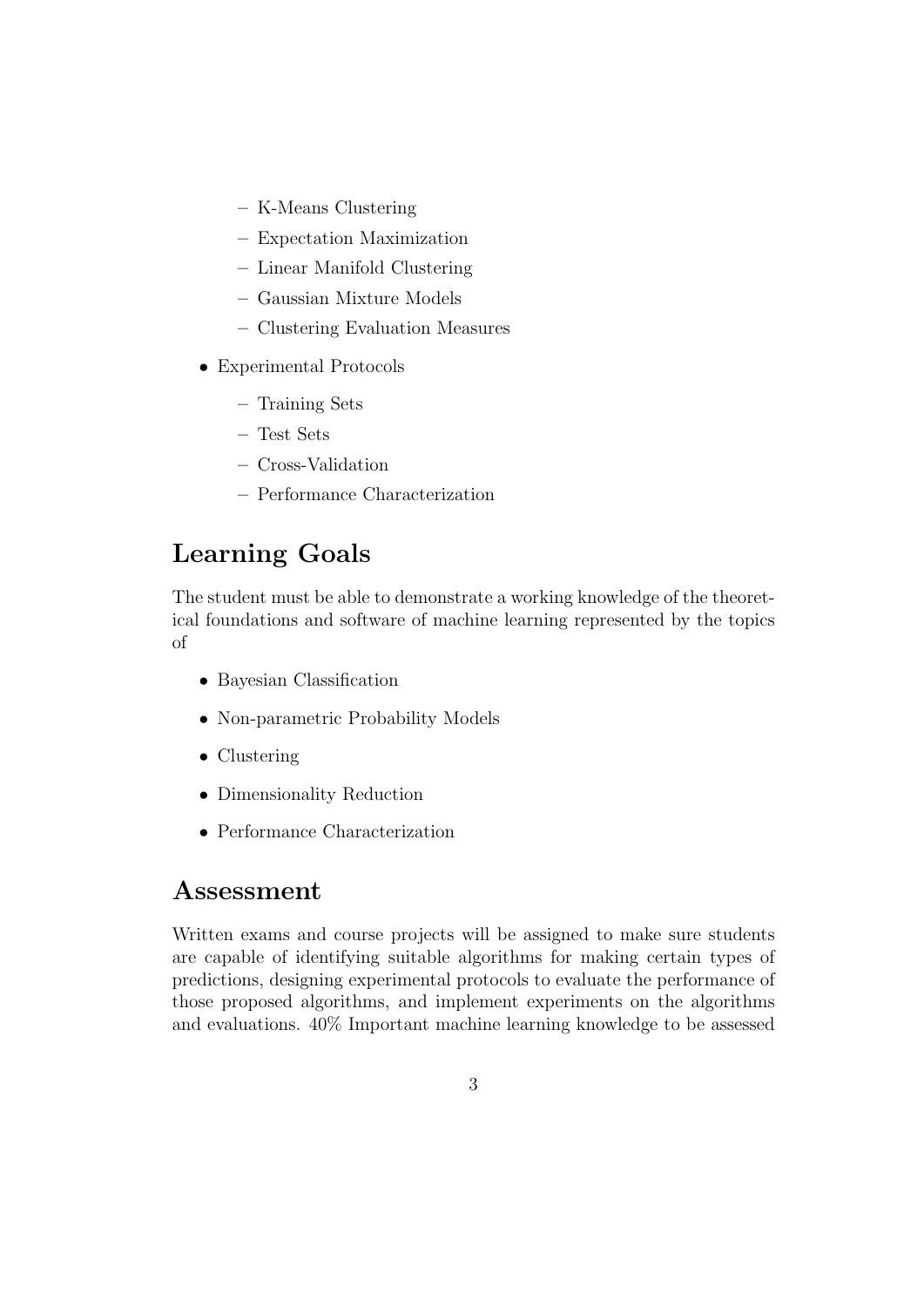- K-Means Clustering
  - Expectation Maximization
  - Linear Manifold Clustering
  - Gaussian Mixture Models
  - Clustering Evaluation Measures

- Experimental Protocols
  - Training Sets
  - Test Sets
  - Cross-Validation
  - Performance Characterization

## Learning Goals

The student must be able to demonstrate a working knowledge of the theoretical foundations and software of machine learning represented by the topics of

- Bayesian Classification
- Non-parametric Probability Models
- Clustering
- Dimensionality Reduction
- Performance Characterization

## Assessment

Written exams and course projects will be assigned to make sure students are capable of identifying suitable algorithms for making certain types of predictions, designing experimental protocols to evaluate the performance of those proposed algorithms, and implement experiments on the algorithms and evaluations. 40% Important machine learning knowledge to be assessed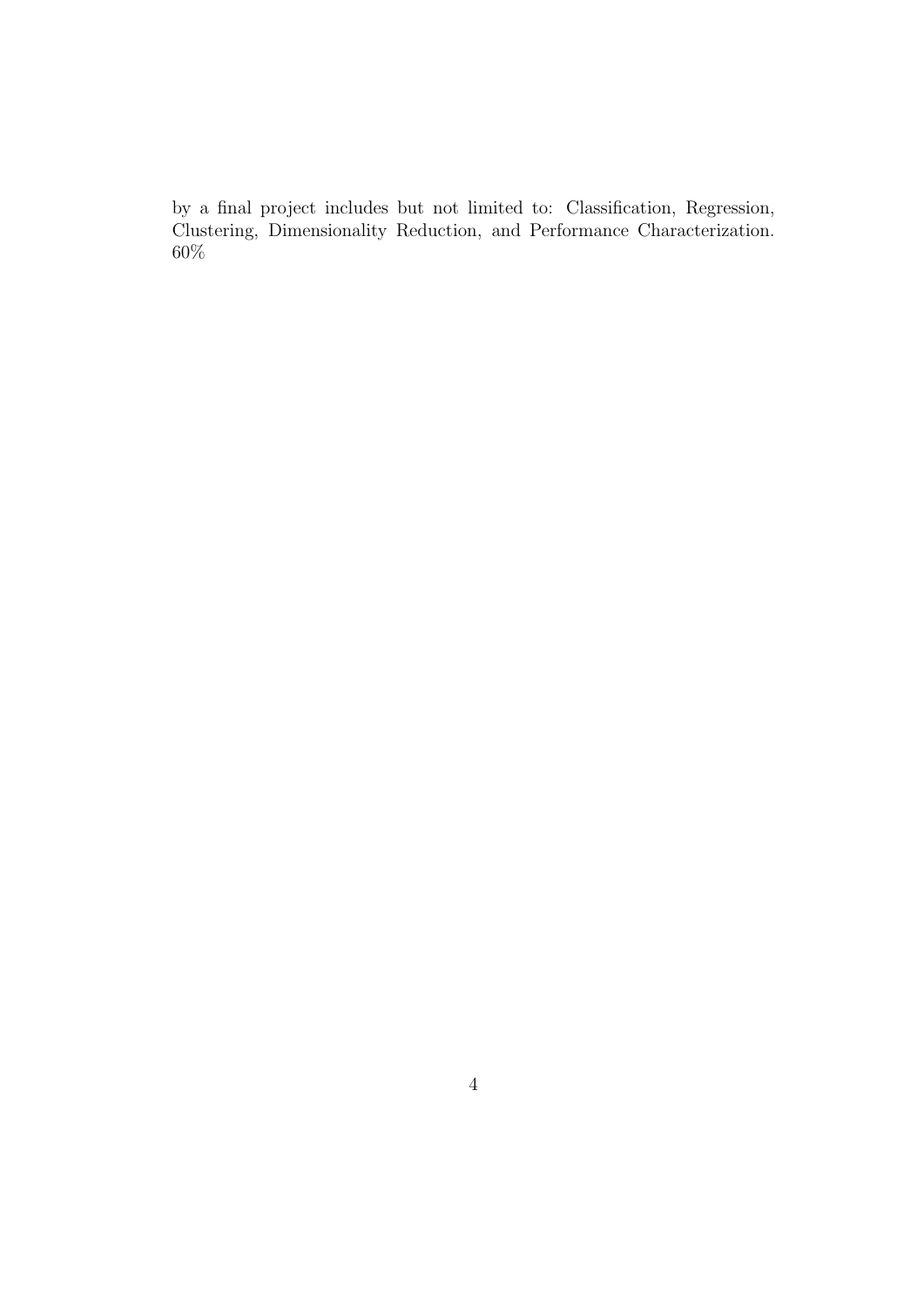by a final project includes but not limited to: Classification, Regression, Clustering, Dimensionality Reduction, and Performance Characterization. 60%